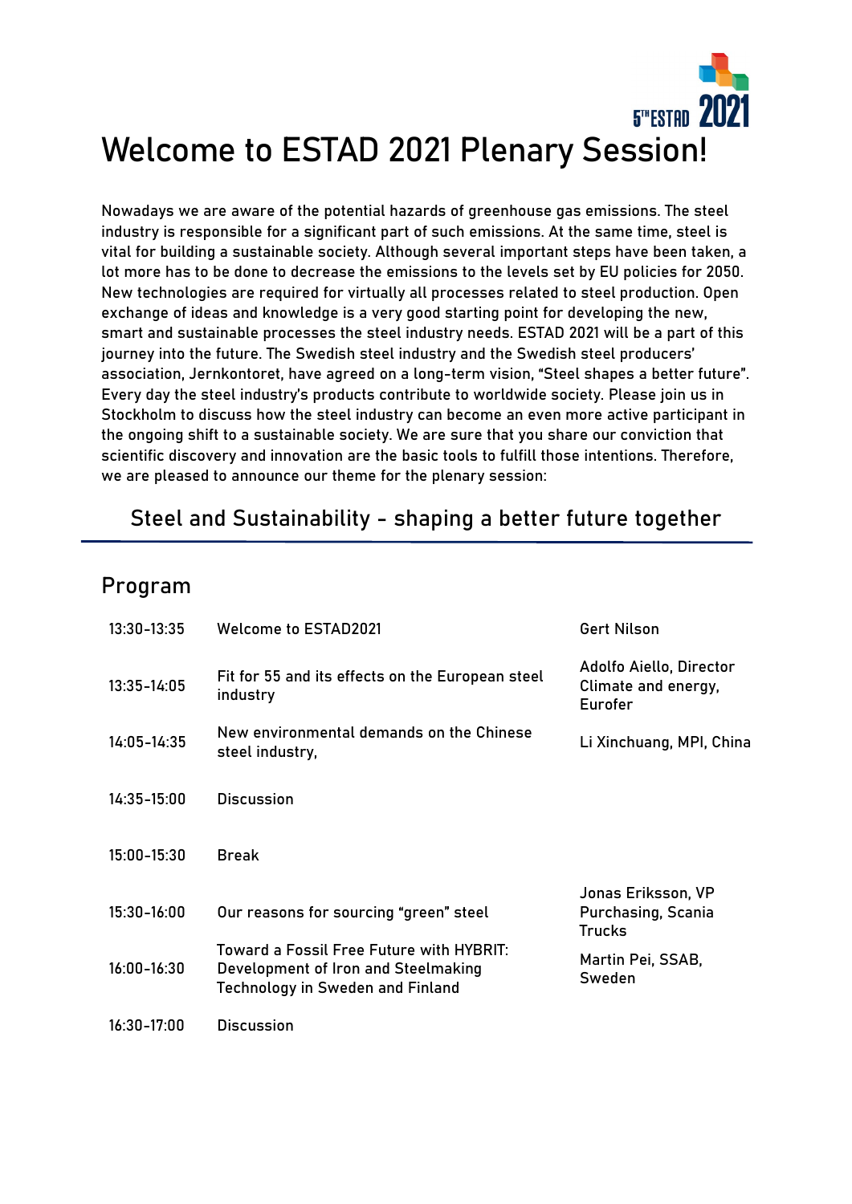# Welcome to ESTAD 2021 Plenary Session!

Nowadays we are aware of the potential hazards of greenhouse gas emissions. The steel industry is responsible for a significant part of such emissions. At the same time, steel is vital for building a sustainable society. Although several important steps have been taken, a lot more has to be done to decrease the emissions to the levels set by EU policies for 2050. New technologies are required for virtually all processes related to steel production. Open exchange of ideas and knowledge is a very good starting point for developing the new, smart and sustainable processes the steel industry needs. ESTAD 2021 will be a part of this journey into the future. The Swedish steel industry and the Swedish steel producers' association, Jernkontoret, have agreed on a long-term vision, "Steel shapes a better future". Every day the steel industry's products contribute to worldwide society. Please join us in Stockholm to discuss how the steel industry can become an even more active participant in the ongoing shift to a sustainable society. We are sure that you share our conviction that scientific discovery and innovation are the basic tools to fulfill those intentions. Therefore, we are pleased to announce our theme for the plenary session:

### Steel and Sustainability - shaping a better future together

## Program

| Time | Session | Speaker |
| --- | --- | --- |
| 13:30-13:35 | Welcome to ESTAD2021 | Gert Nilson |
| 13:35-14:05 | Fit for 55 and its effects on the European steel industry | Adolfo Aiello, Director Climate and energy, Eurofer |
| 14:05-14:35 | New environmental demands on the Chinese steel industry, | Li Xinchuang, MPI, China |
| 14:35-15:00 | Discussion | |
| 15:00-15:30 | Break | |
| 15:30-16:00 | Our reasons for sourcing "green" steel | Jonas Eriksson, VP Purchasing, Scania Trucks |
| 16:00-16:30 | Toward a Fossil Free Future with HYBRIT: Development of Iron and Steelmaking Technology in Sweden and Finland | Martin Pei, SSAB, Sweden |
| 16:30-17:00 | Discussion | |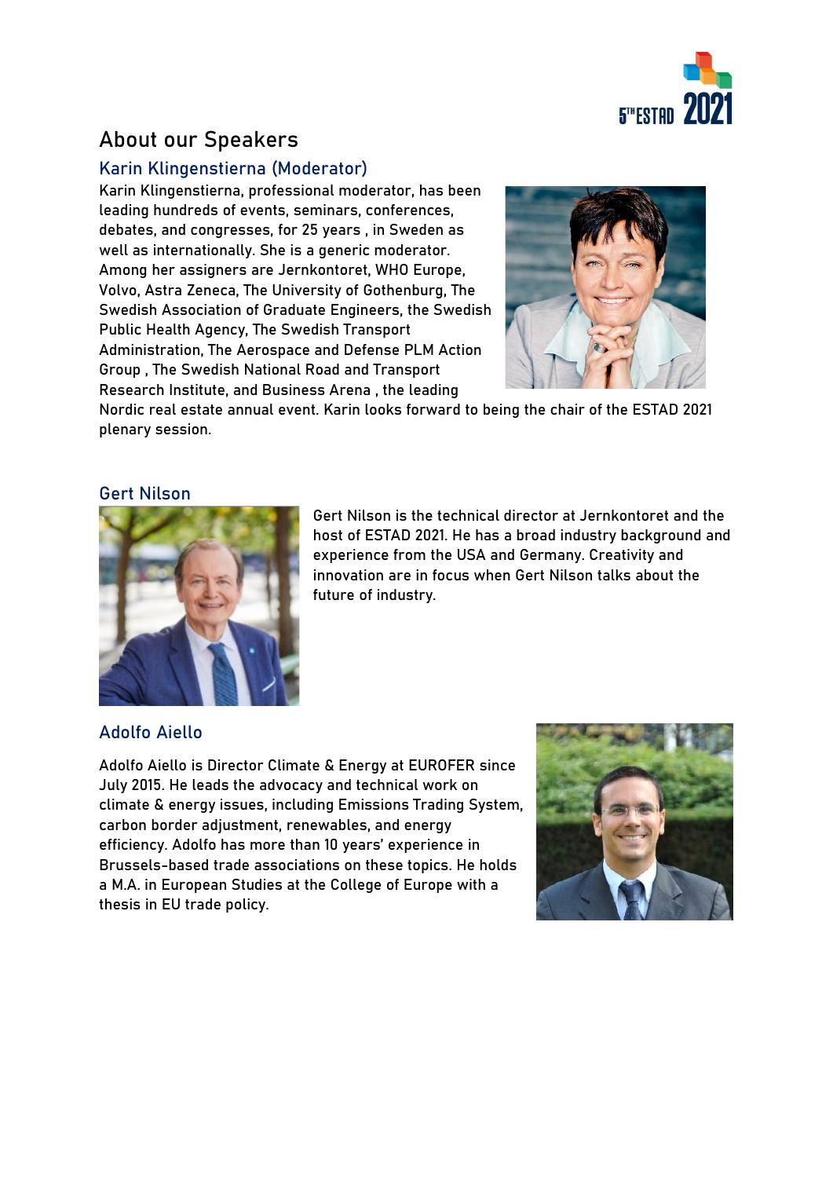## About our Speakers

### Karin Klingenstierna (Moderator)

Karin Klingenstierna, professional moderator, has been leading hundreds of events, seminars, conferences, debates, and congresses, for 25 years , in Sweden as well as internationally. She is a generic moderator. Among her assigners are Jernkontoret, WHO Europe, Volvo, Astra Zeneca, The University of Gothenburg, The Swedish Association of Graduate Engineers, the Swedish Public Health Agency, The Swedish Transport Administration, The Aerospace and Defense PLM Action Group , The Swedish National Road and Transport Research Institute, and Business Arena , the leading Nordic real estate annual event. Karin looks forward to being the chair of the ESTAD 2021 plenary session.

### Gert Nilson

Gert Nilson is the technical director at Jernkontoret and the host of ESTAD 2021. He has a broad industry background and experience from the USA and Germany. Creativity and innovation are in focus when Gert Nilson talks about the future of industry.

### Adolfo Aiello

Adolfo Aiello is Director Climate & Energy at EUROFER since July 2015. He leads the advocacy and technical work on climate & energy issues, including Emissions Trading System, carbon border adjustment, renewables, and energy efficiency. Adolfo has more than 10 years' experience in Brussels-based trade associations on these topics. He holds a M.A. in European Studies at the College of Europe with a thesis in EU trade policy.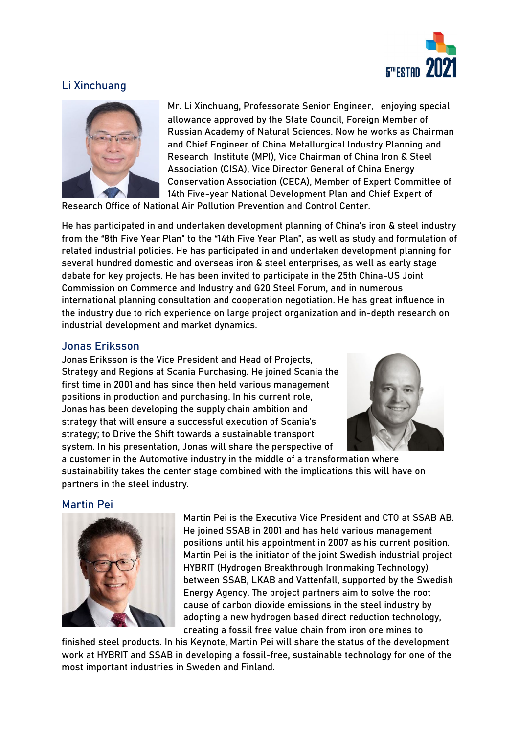## Li Xinchuang

Mr. Li Xinchuang, Professorate Senior Engineer, enjoying special allowance approved by the State Council, Foreign Member of Russian Academy of Natural Sciences. Now he works as Chairman and Chief Engineer of China Metallurgical Industry Planning and Research Institute (MPI), Vice Chairman of China Iron & Steel Association (CISA), Vice Director General of China Energy Conservation Association (CECA), Member of Expert Committee of 14th Five-year National Development Plan and Chief Expert of Research Office of National Air Pollution Prevention and Control Center.

He has participated in and undertaken development planning of China's iron & steel industry from the "8th Five Year Plan" to the "14th Five Year Plan", as well as study and formulation of related industrial policies. He has participated in and undertaken development planning for several hundred domestic and overseas iron & steel enterprises, as well as early stage debate for key projects. He has been invited to participate in the 25th China-US Joint Commission on Commerce and Industry and G20 Steel Forum, and in numerous international planning consultation and cooperation negotiation. He has great influence in the industry due to rich experience on large project organization and in-depth research on industrial development and market dynamics.

## Jonas Eriksson

Jonas Eriksson is the Vice President and Head of Projects, Strategy and Regions at Scania Purchasing. He joined Scania the first time in 2001 and has since then held various management positions in production and purchasing. In his current role, Jonas has been developing the supply chain ambition and strategy that will ensure a successful execution of Scania's strategy; to Drive the Shift towards a sustainable transport system. In his presentation, Jonas will share the perspective of a customer in the Automotive industry in the middle of a transformation where sustainability takes the center stage combined with the implications this will have on partners in the steel industry.

## Martin Pei

Martin Pei is the Executive Vice President and CTO at SSAB AB. He joined SSAB in 2001 and has held various management positions until his appointment in 2007 as his current position. Martin Pei is the initiator of the joint Swedish industrial project HYBRIT (Hydrogen Breakthrough Ironmaking Technology) between SSAB, LKAB and Vattenfall, supported by the Swedish Energy Agency. The project partners aim to solve the root cause of carbon dioxide emissions in the steel industry by adopting a new hydrogen based direct reduction technology, creating a fossil free value chain from iron ore mines to finished steel products. In his Keynote, Martin Pei will share the status of the development work at HYBRIT and SSAB in developing a fossil-free, sustainable technology for one of the most important industries in Sweden and Finland.